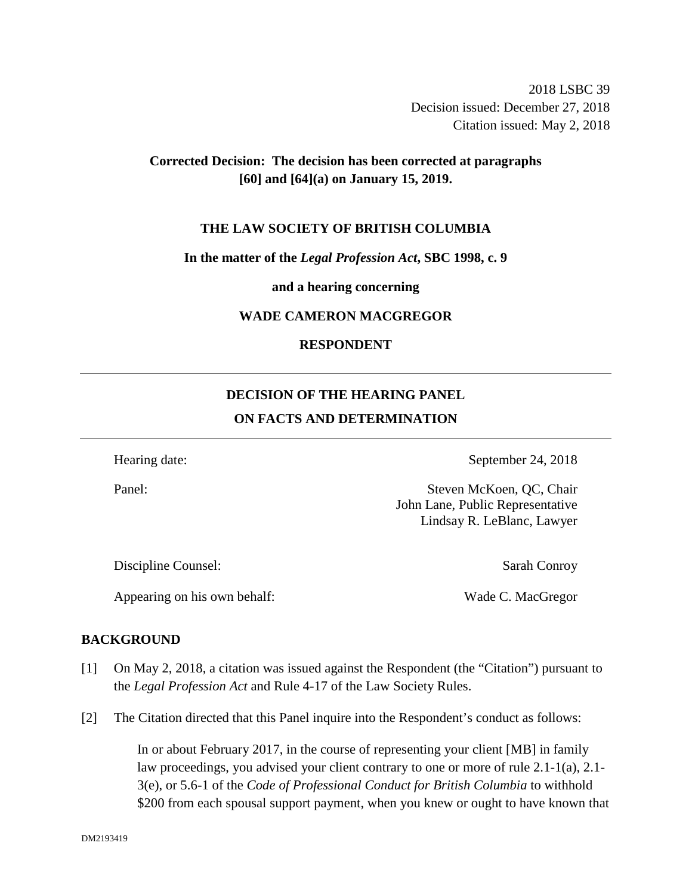2018 LSBC 39
Decision issued: December 27, 2018
Citation issued: May 2, 2018

**Corrected Decision: The decision has been corrected at paragraphs [60] and [64](a) on January 15, 2019.**

**THE LAW SOCIETY OF BRITISH COLUMBIA**

**In the matter of the *Legal Profession Act*, SBC 1998, c. 9**

**and a hearing concerning**

**WADE CAMERON MACGREGOR**

**RESPONDENT**

---

## DECISION OF THE HEARING PANEL ON FACTS AND DETERMINATION

---

| | |
|---|---|
| Hearing date: | September 24, 2018 |
| Panel: | Steven McKoen, QC, Chair<br>John Lane, Public Representative<br>Lindsay R. LeBlanc, Lawyer |
| Discipline Counsel: | Sarah Conroy |
| Appearing on his own behalf: | Wade C. MacGregor |

## BACKGROUND

[1] On May 2, 2018, a citation was issued against the Respondent (the "Citation") pursuant to the *Legal Profession Act* and Rule 4-17 of the Law Society Rules.

[2] The Citation directed that this Panel inquire into the Respondent's conduct as follows:

> In or about February 2017, in the course of representing your client [MB] in family law proceedings, you advised your client contrary to one or more of rule 2.1-1(a), 2.1-3(e), or 5.6-1 of the *Code of Professional Conduct for British Columbia* to withhold $200 from each spousal support payment, when you knew or ought to have known that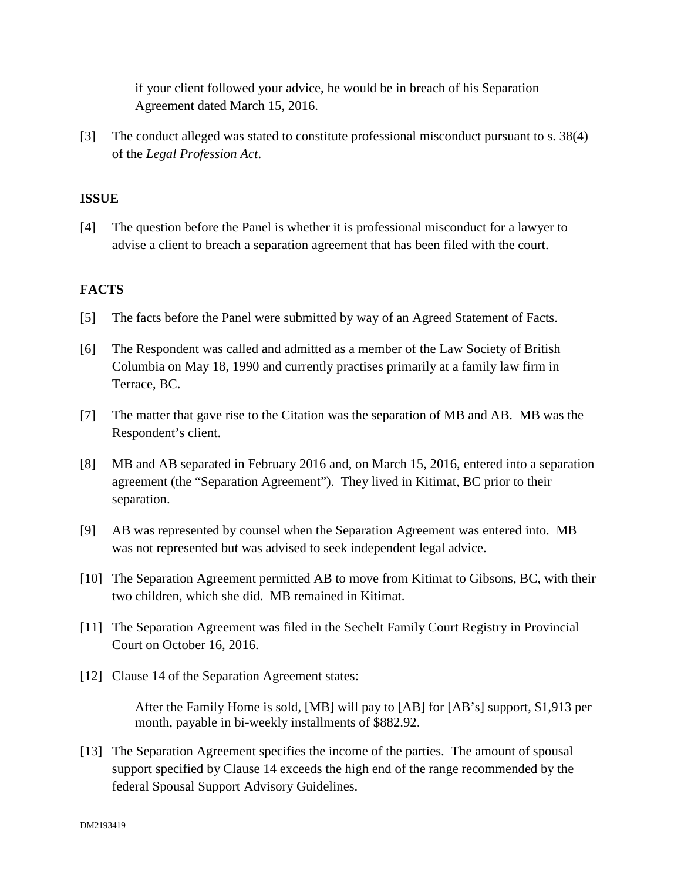> if your client followed your advice, he would be in breach of his Separation Agreement dated March 15, 2016.

[3] The conduct alleged was stated to constitute professional misconduct pursuant to s. 38(4) of the *Legal Profession Act*.

## ISSUE

[4] The question before the Panel is whether it is professional misconduct for a lawyer to advise a client to breach a separation agreement that has been filed with the court.

## FACTS

[5] The facts before the Panel were submitted by way of an Agreed Statement of Facts.

[6] The Respondent was called and admitted as a member of the Law Society of British Columbia on May 18, 1990 and currently practises primarily at a family law firm in Terrace, BC.

[7] The matter that gave rise to the Citation was the separation of MB and AB. MB was the Respondent's client.

[8] MB and AB separated in February 2016 and, on March 15, 2016, entered into a separation agreement (the "Separation Agreement"). They lived in Kitimat, BC prior to their separation.

[9] AB was represented by counsel when the Separation Agreement was entered into. MB was not represented but was advised to seek independent legal advice.

[10] The Separation Agreement permitted AB to move from Kitimat to Gibsons, BC, with their two children, which she did. MB remained in Kitimat.

[11] The Separation Agreement was filed in the Sechelt Family Court Registry in Provincial Court on October 16, 2016.

[12] Clause 14 of the Separation Agreement states:

> After the Family Home is sold, [MB] will pay to [AB] for [AB's] support, $1,913 per month, payable in bi-weekly installments of $882.92.

[13] The Separation Agreement specifies the income of the parties. The amount of spousal support specified by Clause 14 exceeds the high end of the range recommended by the federal Spousal Support Advisory Guidelines.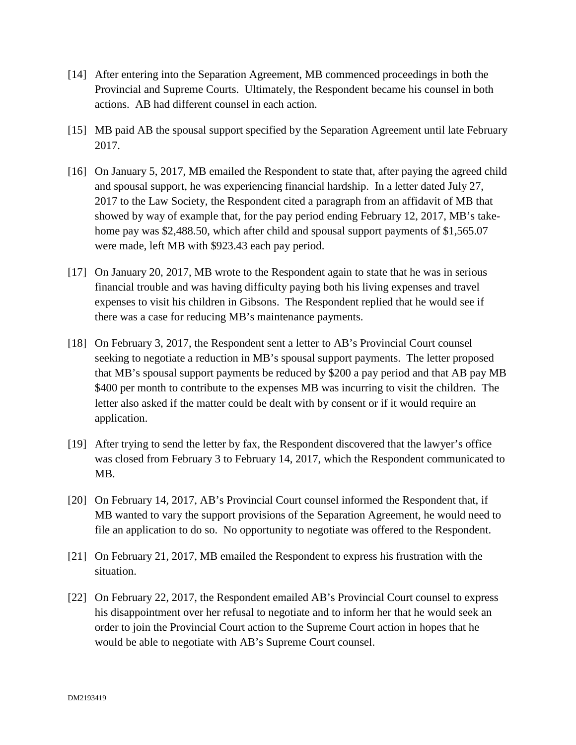[14] After entering into the Separation Agreement, MB commenced proceedings in both the Provincial and Supreme Courts. Ultimately, the Respondent became his counsel in both actions. AB had different counsel in each action.

[15] MB paid AB the spousal support specified by the Separation Agreement until late February 2017.

[16] On January 5, 2017, MB emailed the Respondent to state that, after paying the agreed child and spousal support, he was experiencing financial hardship. In a letter dated July 27, 2017 to the Law Society, the Respondent cited a paragraph from an affidavit of MB that showed by way of example that, for the pay period ending February 12, 2017, MB's take-home pay was $2,488.50, which after child and spousal support payments of $1,565.07 were made, left MB with $923.43 each pay period.

[17] On January 20, 2017, MB wrote to the Respondent again to state that he was in serious financial trouble and was having difficulty paying both his living expenses and travel expenses to visit his children in Gibsons. The Respondent replied that he would see if there was a case for reducing MB's maintenance payments.

[18] On February 3, 2017, the Respondent sent a letter to AB's Provincial Court counsel seeking to negotiate a reduction in MB's spousal support payments. The letter proposed that MB's spousal support payments be reduced by $200 a pay period and that AB pay MB $400 per month to contribute to the expenses MB was incurring to visit the children. The letter also asked if the matter could be dealt with by consent or if it would require an application.

[19] After trying to send the letter by fax, the Respondent discovered that the lawyer's office was closed from February 3 to February 14, 2017, which the Respondent communicated to MB.

[20] On February 14, 2017, AB's Provincial Court counsel informed the Respondent that, if MB wanted to vary the support provisions of the Separation Agreement, he would need to file an application to do so. No opportunity to negotiate was offered to the Respondent.

[21] On February 21, 2017, MB emailed the Respondent to express his frustration with the situation.

[22] On February 22, 2017, the Respondent emailed AB's Provincial Court counsel to express his disappointment over her refusal to negotiate and to inform her that he would seek an order to join the Provincial Court action to the Supreme Court action in hopes that he would be able to negotiate with AB's Supreme Court counsel.

DM2193419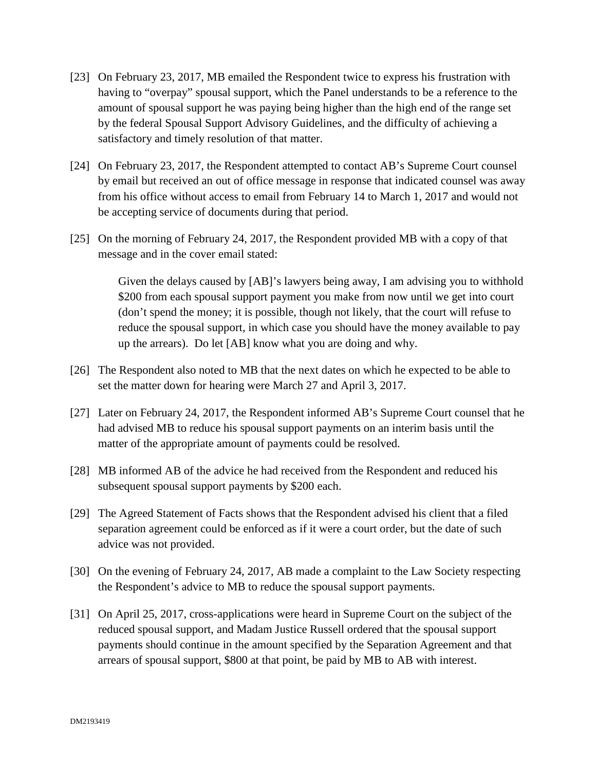[23] On February 23, 2017, MB emailed the Respondent twice to express his frustration with having to "overpay" spousal support, which the Panel understands to be a reference to the amount of spousal support he was paying being higher than the high end of the range set by the federal Spousal Support Advisory Guidelines, and the difficulty of achieving a satisfactory and timely resolution of that matter.

[24] On February 23, 2017, the Respondent attempted to contact AB's Supreme Court counsel by email but received an out of office message in response that indicated counsel was away from his office without access to email from February 14 to March 1, 2017 and would not be accepting service of documents during that period.

[25] On the morning of February 24, 2017, the Respondent provided MB with a copy of that message and in the cover email stated:

> Given the delays caused by [AB]'s lawyers being away, I am advising you to withhold $200 from each spousal support payment you make from now until we get into court (don't spend the money; it is possible, though not likely, that the court will refuse to reduce the spousal support, in which case you should have the money available to pay up the arrears). Do let [AB] know what you are doing and why.

[26] The Respondent also noted to MB that the next dates on which he expected to be able to set the matter down for hearing were March 27 and April 3, 2017.

[27] Later on February 24, 2017, the Respondent informed AB's Supreme Court counsel that he had advised MB to reduce his spousal support payments on an interim basis until the matter of the appropriate amount of payments could be resolved.

[28] MB informed AB of the advice he had received from the Respondent and reduced his subsequent spousal support payments by $200 each.

[29] The Agreed Statement of Facts shows that the Respondent advised his client that a filed separation agreement could be enforced as if it were a court order, but the date of such advice was not provided.

[30] On the evening of February 24, 2017, AB made a complaint to the Law Society respecting the Respondent's advice to MB to reduce the spousal support payments.

[31] On April 25, 2017, cross-applications were heard in Supreme Court on the subject of the reduced spousal support, and Madam Justice Russell ordered that the spousal support payments should continue in the amount specified by the Separation Agreement and that arrears of spousal support, $800 at that point, be paid by MB to AB with interest.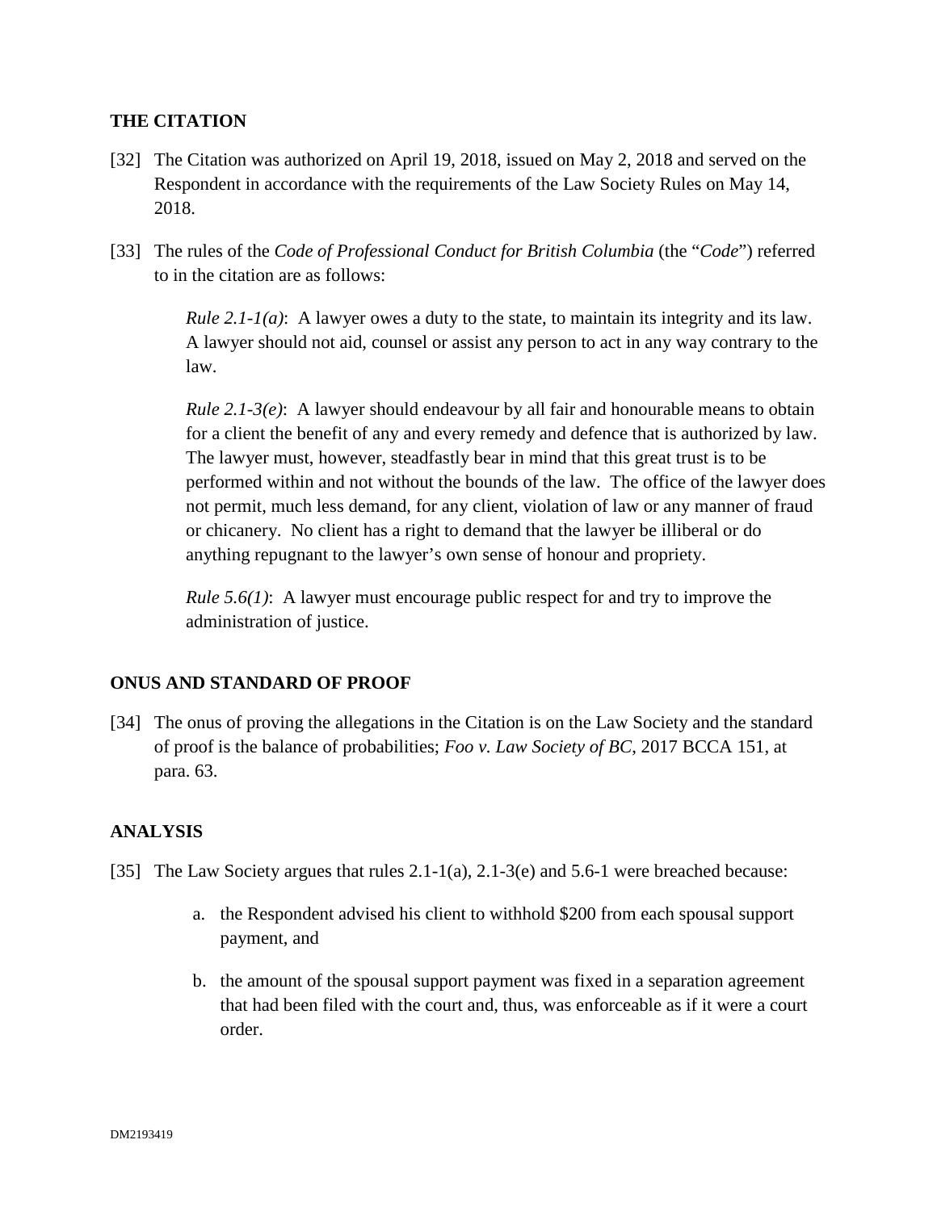## THE CITATION

[32] The Citation was authorized on April 19, 2018, issued on May 2, 2018 and served on the Respondent in accordance with the requirements of the Law Society Rules on May 14, 2018.

[33] The rules of the *Code of Professional Conduct for British Columbia* (the "*Code*") referred to in the citation are as follows:

> *Rule 2.1-1(a)*: A lawyer owes a duty to the state, to maintain its integrity and its law. A lawyer should not aid, counsel or assist any person to act in any way contrary to the law.
>
> *Rule 2.1-3(e)*: A lawyer should endeavour by all fair and honourable means to obtain for a client the benefit of any and every remedy and defence that is authorized by law. The lawyer must, however, steadfastly bear in mind that this great trust is to be performed within and not without the bounds of the law. The office of the lawyer does not permit, much less demand, for any client, violation of law or any manner of fraud or chicanery. No client has a right to demand that the lawyer be illiberal or do anything repugnant to the lawyer's own sense of honour and propriety.
>
> *Rule 5.6(1)*: A lawyer must encourage public respect for and try to improve the administration of justice.

## ONUS AND STANDARD OF PROOF

[34] The onus of proving the allegations in the Citation is on the Law Society and the standard of proof is the balance of probabilities; *Foo v. Law Society of BC*, 2017 BCCA 151, at para. 63.

## ANALYSIS

[35] The Law Society argues that rules 2.1-1(a), 2.1-3(e) and 5.6-1 were breached because:

a. the Respondent advised his client to withhold $200 from each spousal support payment, and

b. the amount of the spousal support payment was fixed in a separation agreement that had been filed with the court and, thus, was enforceable as if it were a court order.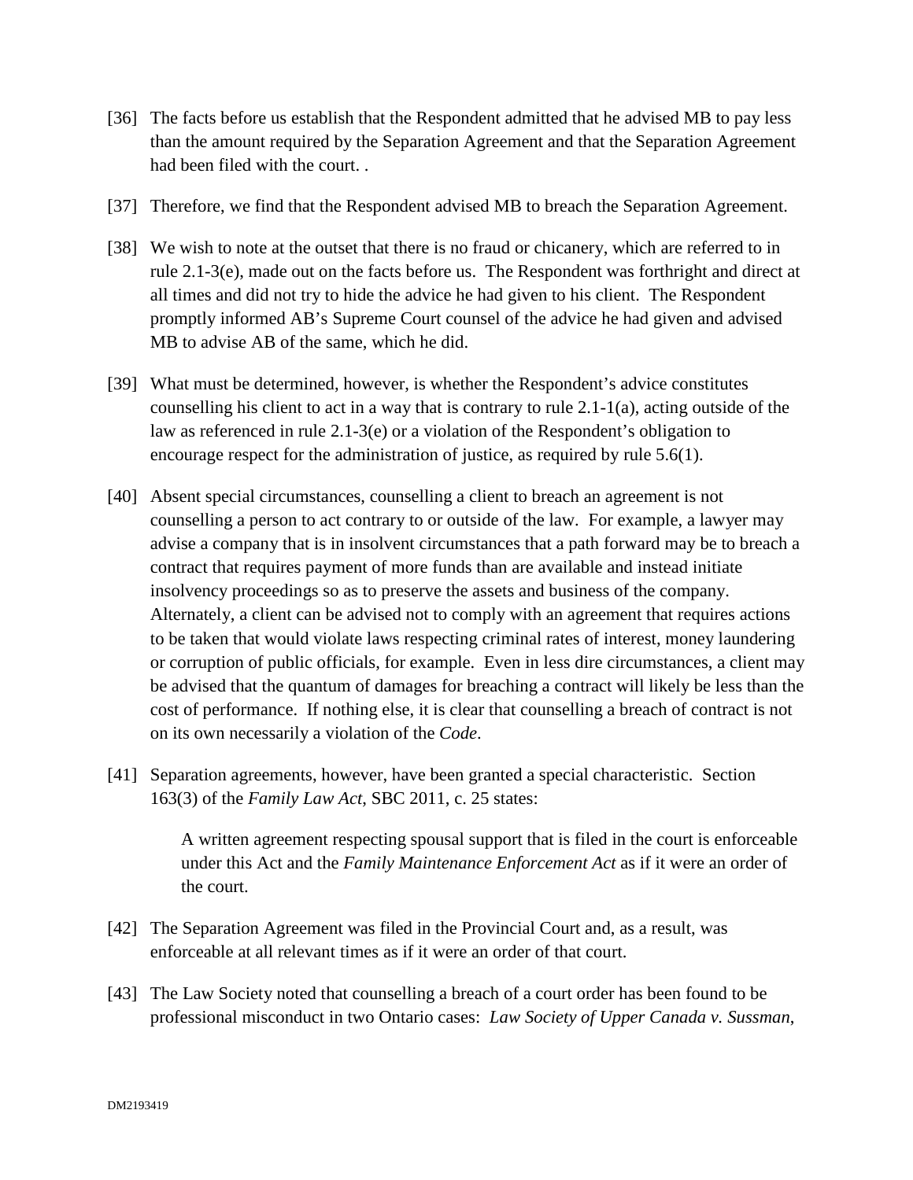[36] The facts before us establish that the Respondent admitted that he advised MB to pay less than the amount required by the Separation Agreement and that the Separation Agreement had been filed with the court. .

[37] Therefore, we find that the Respondent advised MB to breach the Separation Agreement.

[38] We wish to note at the outset that there is no fraud or chicanery, which are referred to in rule 2.1-3(e), made out on the facts before us. The Respondent was forthright and direct at all times and did not try to hide the advice he had given to his client. The Respondent promptly informed AB's Supreme Court counsel of the advice he had given and advised MB to advise AB of the same, which he did.

[39] What must be determined, however, is whether the Respondent's advice constitutes counselling his client to act in a way that is contrary to rule 2.1-1(a), acting outside of the law as referenced in rule 2.1-3(e) or a violation of the Respondent's obligation to encourage respect for the administration of justice, as required by rule 5.6(1).

[40] Absent special circumstances, counselling a client to breach an agreement is not counselling a person to act contrary to or outside of the law. For example, a lawyer may advise a company that is in insolvent circumstances that a path forward may be to breach a contract that requires payment of more funds than are available and instead initiate insolvency proceedings so as to preserve the assets and business of the company. Alternately, a client can be advised not to comply with an agreement that requires actions to be taken that would violate laws respecting criminal rates of interest, money laundering or corruption of public officials, for example. Even in less dire circumstances, a client may be advised that the quantum of damages for breaching a contract will likely be less than the cost of performance. If nothing else, it is clear that counselling a breach of contract is not on its own necessarily a violation of the *Code*.

[41] Separation agreements, however, have been granted a special characteristic. Section 163(3) of the *Family Law Act*, SBC 2011, c. 25 states:

> A written agreement respecting spousal support that is filed in the court is enforceable under this Act and the *Family Maintenance Enforcement Act* as if it were an order of the court.

[42] The Separation Agreement was filed in the Provincial Court and, as a result, was enforceable at all relevant times as if it were an order of that court.

[43] The Law Society noted that counselling a breach of a court order has been found to be professional misconduct in two Ontario cases: *Law Society of Upper Canada v. Sussman*,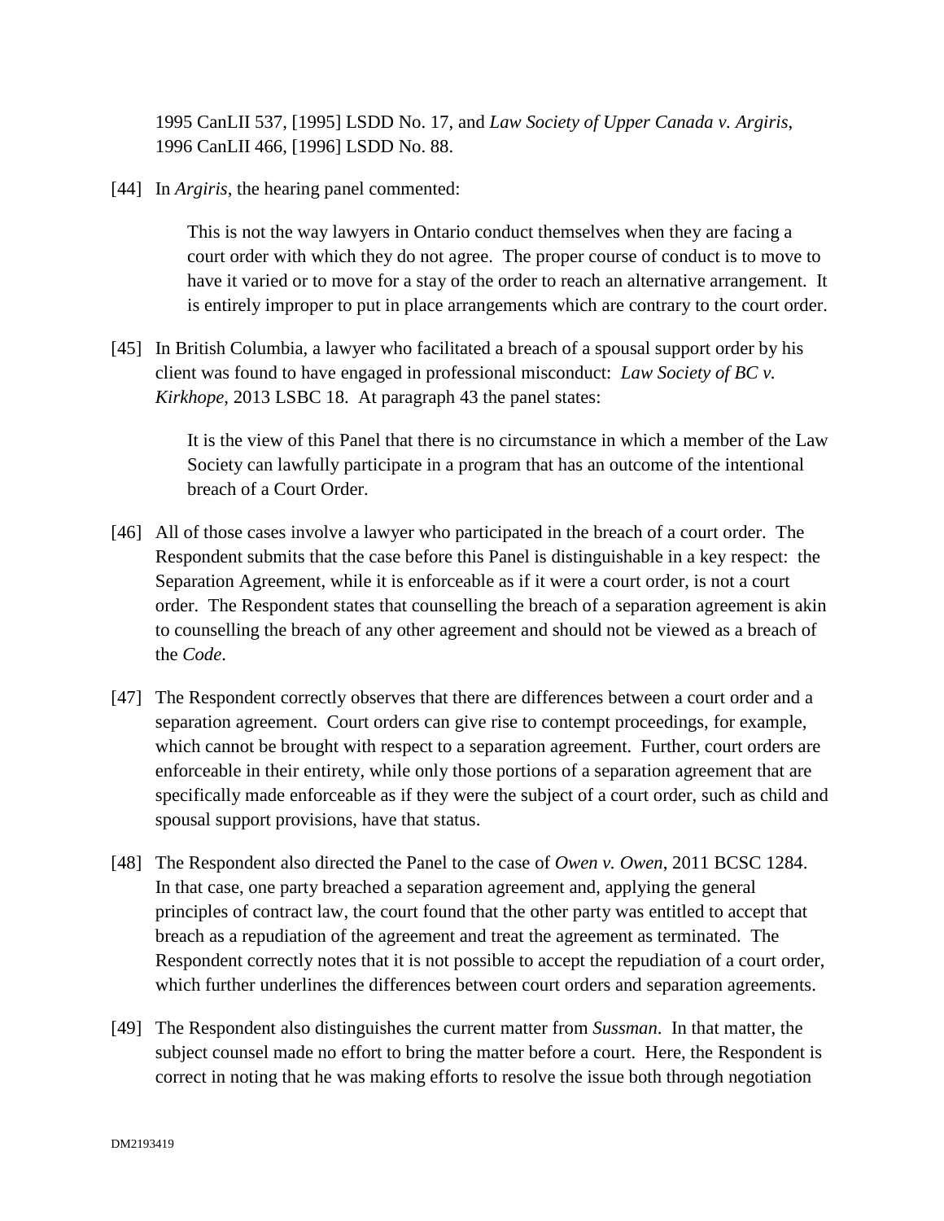1995 CanLII 537, [1995] LSDD No. 17, and *Law Society of Upper Canada v. Argiris*, 1996 CanLII 466, [1996] LSDD No. 88.

[44] In *Argiris*, the hearing panel commented:

> This is not the way lawyers in Ontario conduct themselves when they are facing a court order with which they do not agree. The proper course of conduct is to move to have it varied or to move for a stay of the order to reach an alternative arrangement. It is entirely improper to put in place arrangements which are contrary to the court order.

[45] In British Columbia, a lawyer who facilitated a breach of a spousal support order by his client was found to have engaged in professional misconduct: *Law Society of BC v. Kirkhope*, 2013 LSBC 18. At paragraph 43 the panel states:

> It is the view of this Panel that there is no circumstance in which a member of the Law Society can lawfully participate in a program that has an outcome of the intentional breach of a Court Order.

[46] All of those cases involve a lawyer who participated in the breach of a court order. The Respondent submits that the case before this Panel is distinguishable in a key respect: the Separation Agreement, while it is enforceable as if it were a court order, is not a court order. The Respondent states that counselling the breach of a separation agreement is akin to counselling the breach of any other agreement and should not be viewed as a breach of the *Code*.

[47] The Respondent correctly observes that there are differences between a court order and a separation agreement. Court orders can give rise to contempt proceedings, for example, which cannot be brought with respect to a separation agreement. Further, court orders are enforceable in their entirety, while only those portions of a separation agreement that are specifically made enforceable as if they were the subject of a court order, such as child and spousal support provisions, have that status.

[48] The Respondent also directed the Panel to the case of *Owen v. Owen*, 2011 BCSC 1284. In that case, one party breached a separation agreement and, applying the general principles of contract law, the court found that the other party was entitled to accept that breach as a repudiation of the agreement and treat the agreement as terminated. The Respondent correctly notes that it is not possible to accept the repudiation of a court order, which further underlines the differences between court orders and separation agreements.

[49] The Respondent also distinguishes the current matter from *Sussman*. In that matter, the subject counsel made no effort to bring the matter before a court. Here, the Respondent is correct in noting that he was making efforts to resolve the issue both through negotiation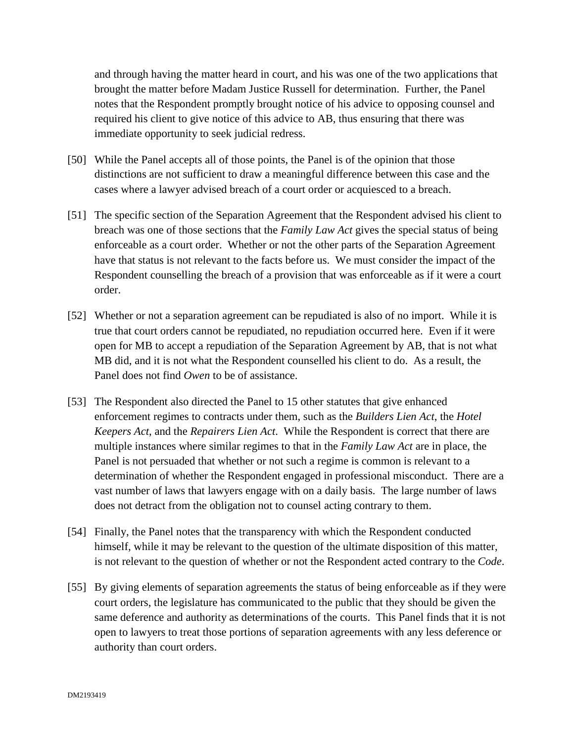and through having the matter heard in court, and his was one of the two applications that brought the matter before Madam Justice Russell for determination. Further, the Panel notes that the Respondent promptly brought notice of his advice to opposing counsel and required his client to give notice of this advice to AB, thus ensuring that there was immediate opportunity to seek judicial redress.

[50] While the Panel accepts all of those points, the Panel is of the opinion that those distinctions are not sufficient to draw a meaningful difference between this case and the cases where a lawyer advised breach of a court order or acquiesced to a breach.

[51] The specific section of the Separation Agreement that the Respondent advised his client to breach was one of those sections that the *Family Law Act* gives the special status of being enforceable as a court order. Whether or not the other parts of the Separation Agreement have that status is not relevant to the facts before us. We must consider the impact of the Respondent counselling the breach of a provision that was enforceable as if it were a court order.

[52] Whether or not a separation agreement can be repudiated is also of no import. While it is true that court orders cannot be repudiated, no repudiation occurred here. Even if it were open for MB to accept a repudiation of the Separation Agreement by AB, that is not what MB did, and it is not what the Respondent counselled his client to do. As a result, the Panel does not find *Owen* to be of assistance.

[53] The Respondent also directed the Panel to 15 other statutes that give enhanced enforcement regimes to contracts under them, such as the *Builders Lien Act*, the *Hotel Keepers Act*, and the *Repairers Lien Act*. While the Respondent is correct that there are multiple instances where similar regimes to that in the *Family Law Act* are in place, the Panel is not persuaded that whether or not such a regime is common is relevant to a determination of whether the Respondent engaged in professional misconduct. There are a vast number of laws that lawyers engage with on a daily basis. The large number of laws does not detract from the obligation not to counsel acting contrary to them.

[54] Finally, the Panel notes that the transparency with which the Respondent conducted himself, while it may be relevant to the question of the ultimate disposition of this matter, is not relevant to the question of whether or not the Respondent acted contrary to the *Code*.

[55] By giving elements of separation agreements the status of being enforceable as if they were court orders, the legislature has communicated to the public that they should be given the same deference and authority as determinations of the courts. This Panel finds that it is not open to lawyers to treat those portions of separation agreements with any less deference or authority than court orders.

DM2193419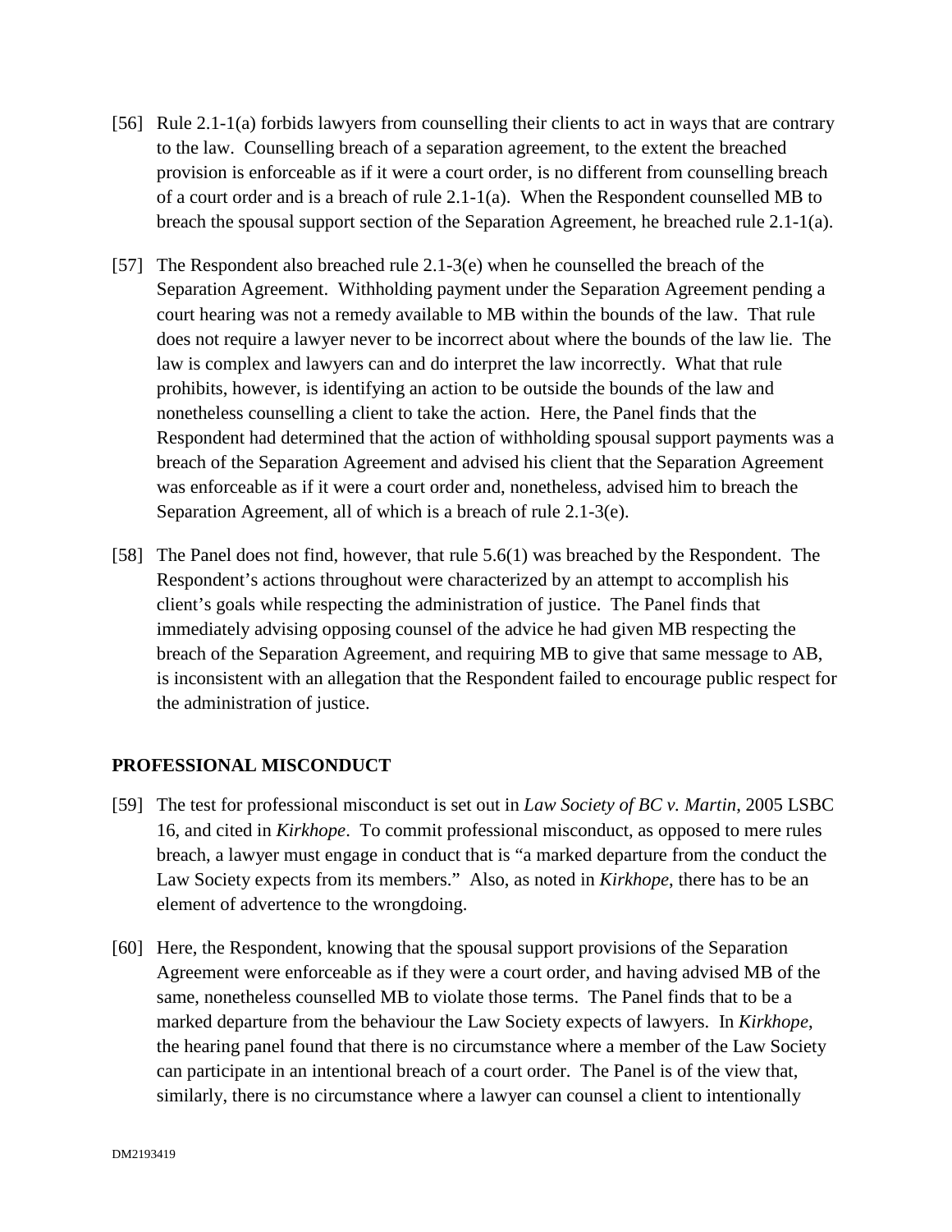[56] Rule 2.1-1(a) forbids lawyers from counselling their clients to act in ways that are contrary to the law. Counselling breach of a separation agreement, to the extent the breached provision is enforceable as if it were a court order, is no different from counselling breach of a court order and is a breach of rule 2.1-1(a). When the Respondent counselled MB to breach the spousal support section of the Separation Agreement, he breached rule 2.1-1(a).

[57] The Respondent also breached rule 2.1-3(e) when he counselled the breach of the Separation Agreement. Withholding payment under the Separation Agreement pending a court hearing was not a remedy available to MB within the bounds of the law. That rule does not require a lawyer never to be incorrect about where the bounds of the law lie. The law is complex and lawyers can and do interpret the law incorrectly. What that rule prohibits, however, is identifying an action to be outside the bounds of the law and nonetheless counselling a client to take the action. Here, the Panel finds that the Respondent had determined that the action of withholding spousal support payments was a breach of the Separation Agreement and advised his client that the Separation Agreement was enforceable as if it were a court order and, nonetheless, advised him to breach the Separation Agreement, all of which is a breach of rule 2.1-3(e).

[58] The Panel does not find, however, that rule 5.6(1) was breached by the Respondent. The Respondent's actions throughout were characterized by an attempt to accomplish his client's goals while respecting the administration of justice. The Panel finds that immediately advising opposing counsel of the advice he had given MB respecting the breach of the Separation Agreement, and requiring MB to give that same message to AB, is inconsistent with an allegation that the Respondent failed to encourage public respect for the administration of justice.

## PROFESSIONAL MISCONDUCT

[59] The test for professional misconduct is set out in *Law Society of BC v. Martin*, 2005 LSBC 16, and cited in *Kirkhope*. To commit professional misconduct, as opposed to mere rules breach, a lawyer must engage in conduct that is "a marked departure from the conduct the Law Society expects from its members." Also, as noted in *Kirkhope*, there has to be an element of advertence to the wrongdoing.

[60] Here, the Respondent, knowing that the spousal support provisions of the Separation Agreement were enforceable as if they were a court order, and having advised MB of the same, nonetheless counselled MB to violate those terms. The Panel finds that to be a marked departure from the behaviour the Law Society expects of lawyers. In *Kirkhope*, the hearing panel found that there is no circumstance where a member of the Law Society can participate in an intentional breach of a court order. The Panel is of the view that, similarly, there is no circumstance where a lawyer can counsel a client to intentionally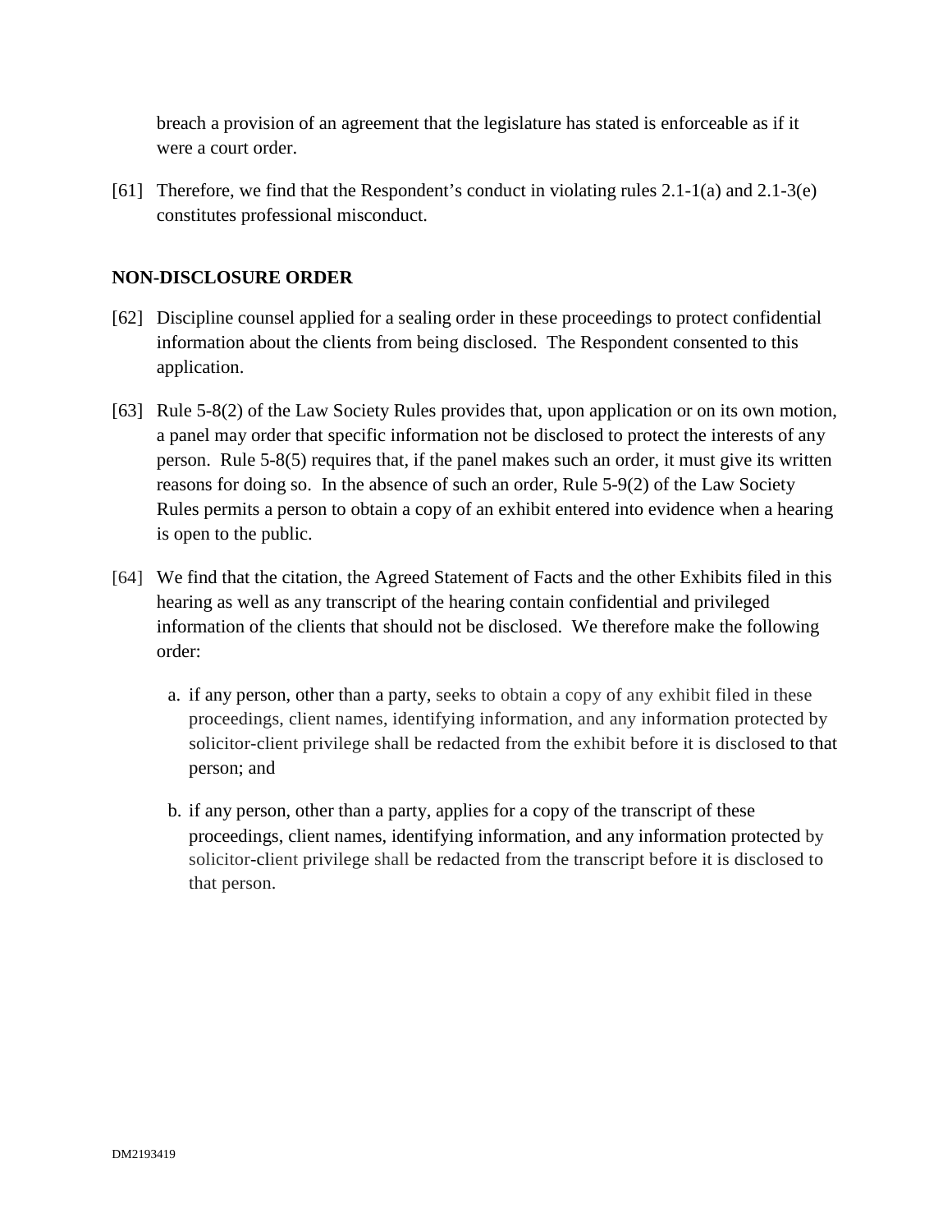breach a provision of an agreement that the legislature has stated is enforceable as if it were a court order.

[61] Therefore, we find that the Respondent's conduct in violating rules 2.1-1(a) and 2.1-3(e) constitutes professional misconduct.

## NON-DISCLOSURE ORDER

[62] Discipline counsel applied for a sealing order in these proceedings to protect confidential information about the clients from being disclosed. The Respondent consented to this application.

[63] Rule 5-8(2) of the Law Society Rules provides that, upon application or on its own motion, a panel may order that specific information not be disclosed to protect the interests of any person. Rule 5-8(5) requires that, if the panel makes such an order, it must give its written reasons for doing so. In the absence of such an order, Rule 5-9(2) of the Law Society Rules permits a person to obtain a copy of an exhibit entered into evidence when a hearing is open to the public.

[64] We find that the citation, the Agreed Statement of Facts and the other Exhibits filed in this hearing as well as any transcript of the hearing contain confidential and privileged information of the clients that should not be disclosed. We therefore make the following order:

a. if any person, other than a party, seeks to obtain a copy of any exhibit filed in these proceedings, client names, identifying information, and any information protected by solicitor-client privilege shall be redacted from the exhibit before it is disclosed to that person; and

b. if any person, other than a party, applies for a copy of the transcript of these proceedings, client names, identifying information, and any information protected by solicitor-client privilege shall be redacted from the transcript before it is disclosed to that person.

DM2193419